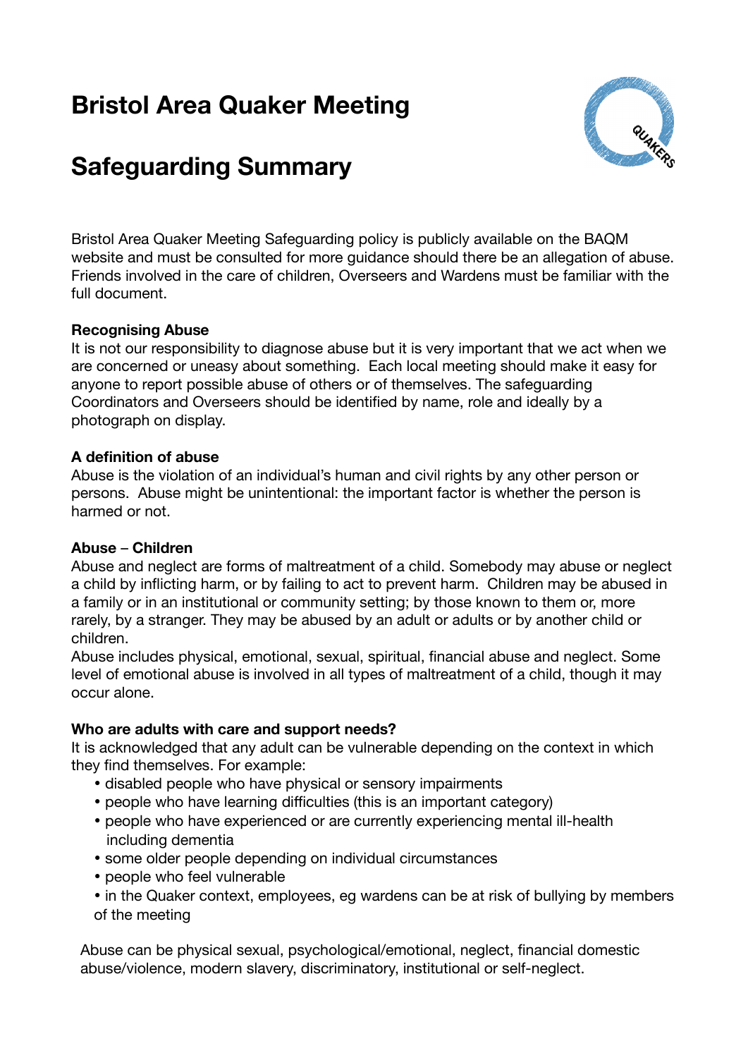# Bristol Area Quaker Meeting

# Safeguarding Summary

Bristol Area Quaker Meeting Safeguarding policy is publicly available on the BAQM website and must be consulted for more guidance should there be an allegation of abuse. Friends involved in the care of children, Overseers and Wardens must be familiar with the full document.

**Recognising Abuse**
It is not our responsibility to diagnose abuse but it is very important that we act when we are concerned or uneasy about something. Each local meeting should make it easy for anyone to report possible abuse of others or of themselves. The safeguarding Coordinators and Overseers should be identified by name, role and ideally by a photograph on display.

**A definition of abuse**
Abuse is the violation of an individual's human and civil rights by any other person or persons. Abuse might be unintentional: the important factor is whether the person is harmed or not.

**Abuse – Children**
Abuse and neglect are forms of maltreatment of a child. Somebody may abuse or neglect a child by inflicting harm, or by failing to act to prevent harm. Children may be abused in a family or in an institutional or community setting; by those known to them or, more rarely, by a stranger. They may be abused by an adult or adults or by another child or children.
Abuse includes physical, emotional, sexual, spiritual, financial abuse and neglect. Some level of emotional abuse is involved in all types of maltreatment of a child, though it may occur alone.

**Who are adults with care and support needs?**
It is acknowledged that any adult can be vulnerable depending on the context in which they find themselves. For example:

- disabled people who have physical or sensory impairments
- people who have learning difficulties (this is an important category)
- people who have experienced or are currently experiencing mental ill-health including dementia
- some older people depending on individual circumstances
- people who feel vulnerable
- in the Quaker context, employees, eg wardens can be at risk of bullying by members of the meeting

Abuse can be physical sexual, psychological/emotional, neglect, financial domestic abuse/violence, modern slavery, discriminatory, institutional or self-neglect.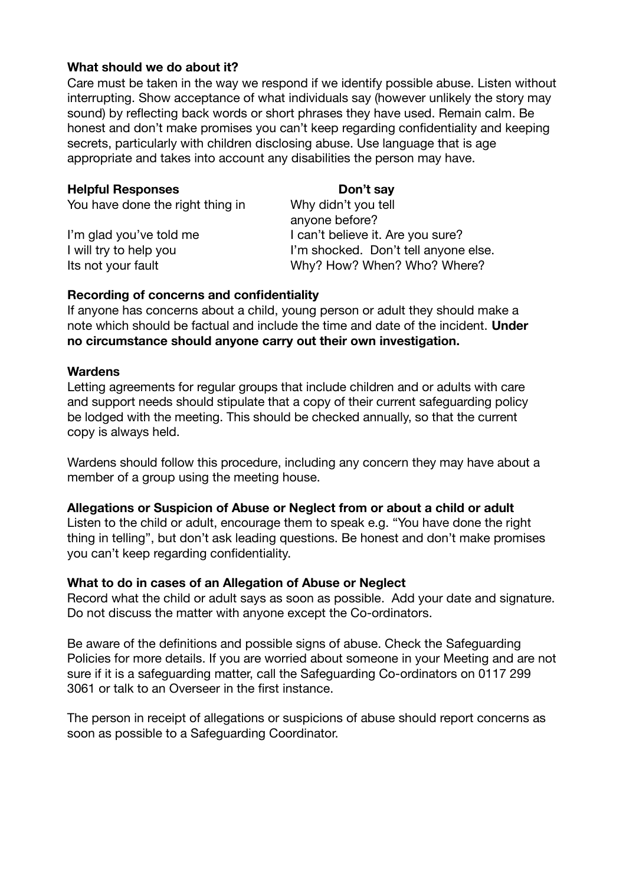**What should we do about it?**

Care must be taken in the way we respond if we identify possible abuse. Listen without interrupting. Show acceptance of what individuals say (however unlikely the story may sound) by reflecting back words or short phrases they have used. Remain calm. Be honest and don't make promises you can't keep regarding confidentiality and keeping secrets, particularly with children disclosing abuse. Use language that is age appropriate and takes into account any disabilities the person may have.

| **Helpful Responses** | **Don't say** |
|---|---|
| You have done the right thing in | Why didn't you tell anyone before? |
| I'm glad you've told me | I can't believe it. Are you sure? |
| I will try to help you | I'm shocked. Don't tell anyone else. |
| Its not your fault | Why? How? When? Who? Where? |

**Recording of concerns and confidentiality**

If anyone has concerns about a child, young person or adult they should make a note which should be factual and include the time and date of the incident. **Under no circumstance should anyone carry out their own investigation.**

**Wardens**

Letting agreements for regular groups that include children and or adults with care and support needs should stipulate that a copy of their current safeguarding policy be lodged with the meeting. This should be checked annually, so that the current copy is always held.

Wardens should follow this procedure, including any concern they may have about a member of a group using the meeting house.

**Allegations or Suspicion of Abuse or Neglect from or about a child or adult**

Listen to the child or adult, encourage them to speak e.g. "You have done the right thing in telling", but don't ask leading questions. Be honest and don't make promises you can't keep regarding confidentiality.

**What to do in cases of an Allegation of Abuse or Neglect**

Record what the child or adult says as soon as possible. Add your date and signature. Do not discuss the matter with anyone except the Co-ordinators.

Be aware of the definitions and possible signs of abuse. Check the Safeguarding Policies for more details. If you are worried about someone in your Meeting and are not sure if it is a safeguarding matter, call the Safeguarding Co-ordinators on 0117 299 3061 or talk to an Overseer in the first instance.

The person in receipt of allegations or suspicions of abuse should report concerns as soon as possible to a Safeguarding Coordinator.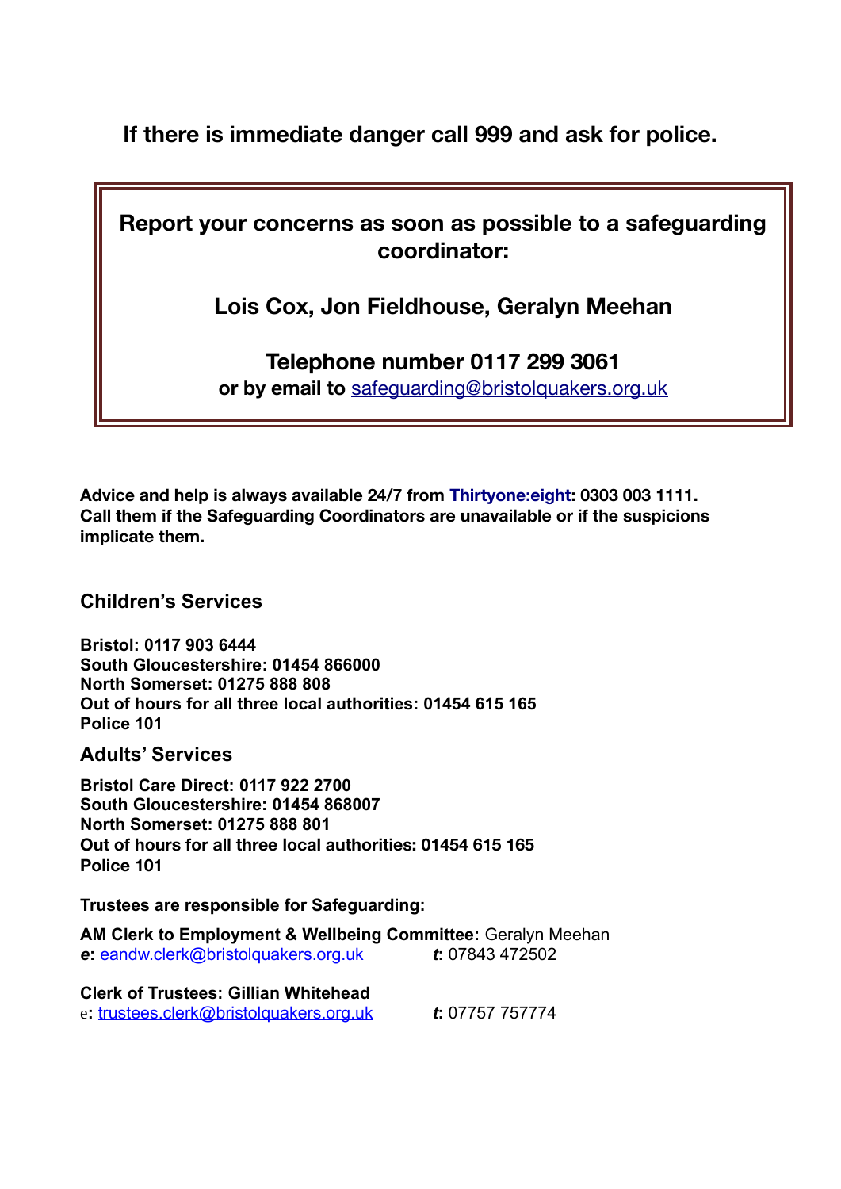**If there is immediate danger call 999 and ask for police.**

**Report your concerns as soon as possible to a safeguarding coordinator:**

**Lois Cox, Jon Fieldhouse, Geralyn Meehan**

**Telephone number 0117 299 3061**
**or by email to** safeguarding@bristolquakers.org.uk

**Advice and help is always available 24/7 from Thirtyone:eight: 0303 003 1111. Call them if the Safeguarding Coordinators are unavailable or if the suspicions implicate them.**

## Children's Services

**Bristol: 0117 903 6444**
**South Gloucestershire: 01454 866000**
**North Somerset: 01275 888 808**
**Out of hours for all three local authorities: 01454 615 165**
**Police 101**

## Adults' Services

**Bristol Care Direct: 0117 922 2700**
**South Gloucestershire: 01454 868007**
**North Somerset: 01275 888 801**
**Out of hours for all three local authorities: 01454 615 165**
**Police 101**

**Trustees are responsible for Safeguarding:**

**AM Clerk to Employment & Wellbeing Committee:** Geralyn Meehan
***e*: eandw.clerk@bristolquakers.org.uk** ***t*:** 07843 472502

**Clerk of Trustees: Gillian Whitehead**
e**:** trustees.clerk@bristolquakers.org.uk ***t*:** 07757 757774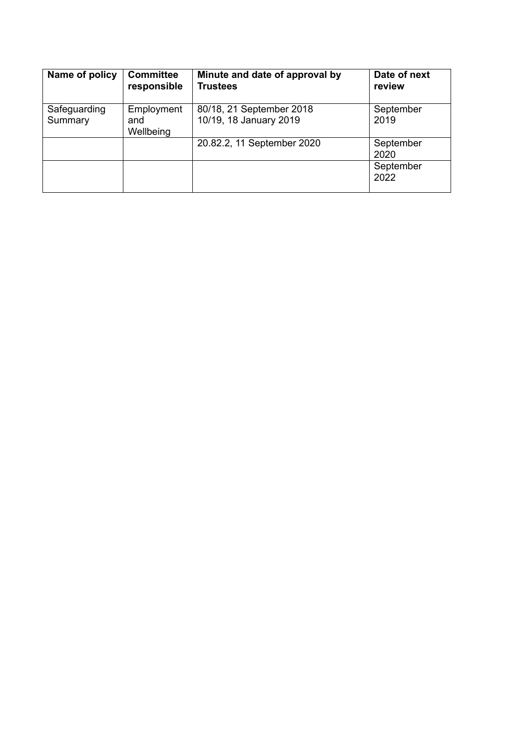| Name of policy | Committee responsible | Minute and date of approval by Trustees | Date of next review |
|---|---|---|---|
| Safeguarding Summary | Employment and Wellbeing | 80/18, 21 September 2018<br>10/19, 18 January 2019 | September 2019 |
| | | 20.82.2, 11 September 2020 | September 2020 |
| | | | September 2022 |